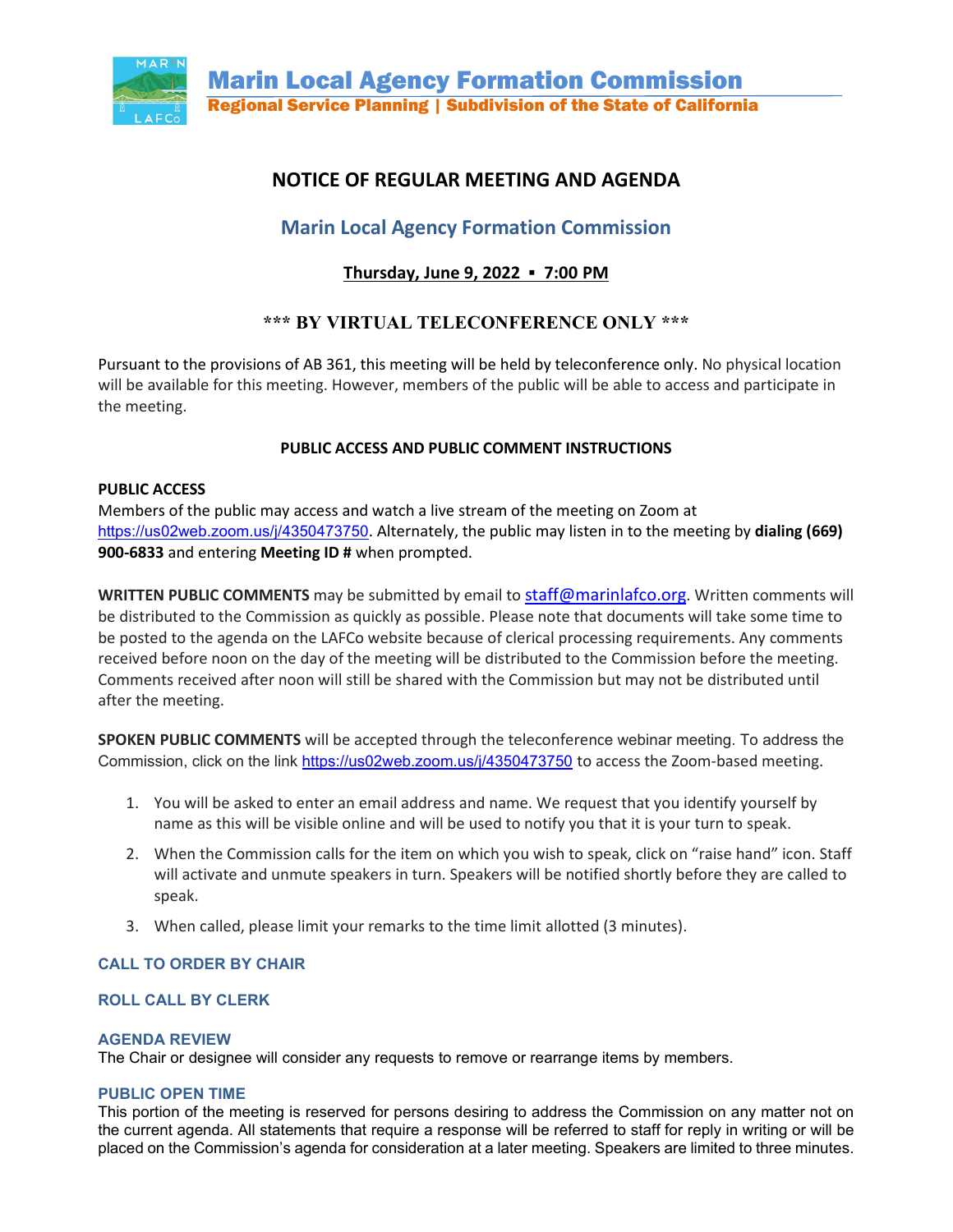# Marin Local Agency Formation Commission

**Regional Service Planning | Subdivision of the State of California**

## NOTICE OF REGULAR MEETING AND AGENDA

### Marin Local Agency Formation Commission

**Thursday, June 9, 2022 ▪ 7:00 PM**

### \*\*\* BY VIRTUAL TELECONFERENCE ONLY \*\*\*

Pursuant to the provisions of AB 361, this meeting will be held by teleconference only. No physical location will be available for this meeting. However, members of the public will be able to access and participate in the meeting.

**PUBLIC ACCESS AND PUBLIC COMMENT INSTRUCTIONS**

**PUBLIC ACCESS**
Members of the public may access and watch a live stream of the meeting on Zoom at https://us02web.zoom.us/j/4350473750. Alternately, the public may listen in to the meeting by **dialing (669) 900-6833** and entering **Meeting ID #** when prompted.

**WRITTEN PUBLIC COMMENTS** may be submitted by email to staff@marinlafco.org. Written comments will be distributed to the Commission as quickly as possible. Please note that documents will take some time to be posted to the agenda on the LAFCo website because of clerical processing requirements. Any comments received before noon on the day of the meeting will be distributed to the Commission before the meeting. Comments received after noon will still be shared with the Commission but may not be distributed until after the meeting.

**SPOKEN PUBLIC COMMENTS** will be accepted through the teleconference webinar meeting. To address the Commission, click on the link https://us02web.zoom.us/j/4350473750 to access the Zoom-based meeting.

1. You will be asked to enter an email address and name. We request that you identify yourself by name as this will be visible online and will be used to notify you that it is your turn to speak.
2. When the Commission calls for the item on which you wish to speak, click on "raise hand" icon. Staff will activate and unmute speakers in turn. Speakers will be notified shortly before they are called to speak.
3. When called, please limit your remarks to the time limit allotted (3 minutes).

#### CALL TO ORDER BY CHAIR

#### ROLL CALL BY CLERK

#### AGENDA REVIEW
The Chair or designee will consider any requests to remove or rearrange items by members.

#### PUBLIC OPEN TIME
This portion of the meeting is reserved for persons desiring to address the Commission on any matter not on the current agenda. All statements that require a response will be referred to staff for reply in writing or will be placed on the Commission's agenda for consideration at a later meeting. Speakers are limited to three minutes.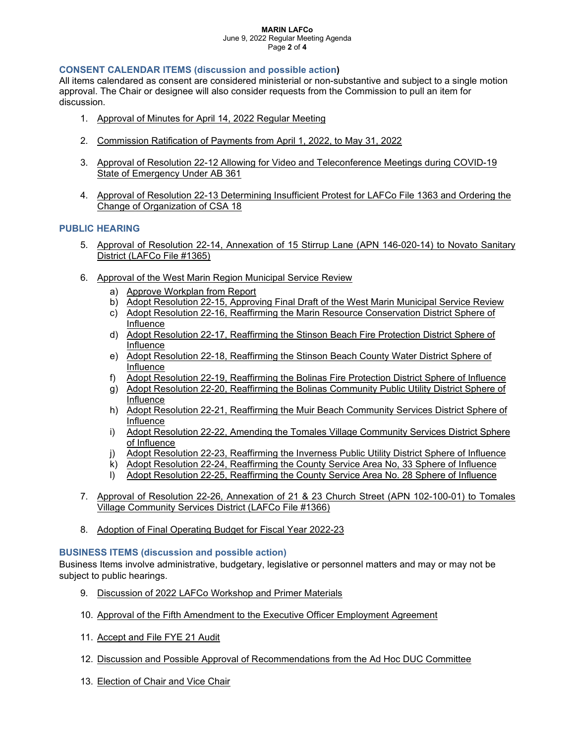## CONSENT CALENDAR ITEMS (discussion and possible action)

All items calendared as consent are considered ministerial or non-substantive and subject to a single motion approval. The Chair or designee will also consider requests from the Commission to pull an item for discussion.

1. Approval of Minutes for April 14, 2022 Regular Meeting
2. Commission Ratification of Payments from April 1, 2022, to May 31, 2022
3. Approval of Resolution 22-12 Allowing for Video and Teleconference Meetings during COVID-19 State of Emergency Under AB 361
4. Approval of Resolution 22-13 Determining Insufficient Protest for LAFCo File 1363 and Ordering the Change of Organization of CSA 18

## PUBLIC HEARING

5. Approval of Resolution 22-14, Annexation of 15 Stirrup Lane (APN 146-020-14) to Novato Sanitary District (LAFCo File #1365)
6. Approval of the West Marin Region Municipal Service Review
   a) Approve Workplan from Report
   b) Adopt Resolution 22-15, Approving Final Draft of the West Marin Municipal Service Review
   c) Adopt Resolution 22-16, Reaffirming the Marin Resource Conservation District Sphere of Influence
   d) Adopt Resolution 22-17, Reaffirming the Stinson Beach Fire Protection District Sphere of Influence
   e) Adopt Resolution 22-18, Reaffirming the Stinson Beach County Water District Sphere of Influence
   f) Adopt Resolution 22-19, Reaffirming the Bolinas Fire Protection District Sphere of Influence
   g) Adopt Resolution 22-20, Reaffirming the Bolinas Community Public Utility District Sphere of Influence
   h) Adopt Resolution 22-21, Reaffirming the Muir Beach Community Services District Sphere of Influence
   i) Adopt Resolution 22-22, Amending the Tomales Village Community Services District Sphere of Influence
   j) Adopt Resolution 22-23, Reaffirming the Inverness Public Utility District Sphere of Influence
   k) Adopt Resolution 22-24, Reaffirming the County Service Area No, 33 Sphere of Influence
   l) Adopt Resolution 22-25, Reaffirming the County Service Area No. 28 Sphere of Influence
7. Approval of Resolution 22-26, Annexation of 21 & 23 Church Street (APN 102-100-01) to Tomales Village Community Services District (LAFCo File #1366)
8. Adoption of Final Operating Budget for Fiscal Year 2022-23

## BUSINESS ITEMS (discussion and possible action)

Business Items involve administrative, budgetary, legislative or personnel matters and may or may not be subject to public hearings.

9. Discussion of 2022 LAFCo Workshop and Primer Materials
10. Approval of the Fifth Amendment to the Executive Officer Employment Agreement
11. Accept and File FYE 21 Audit
12. Discussion and Possible Approval of Recommendations from the Ad Hoc DUC Committee
13. Election of Chair and Vice Chair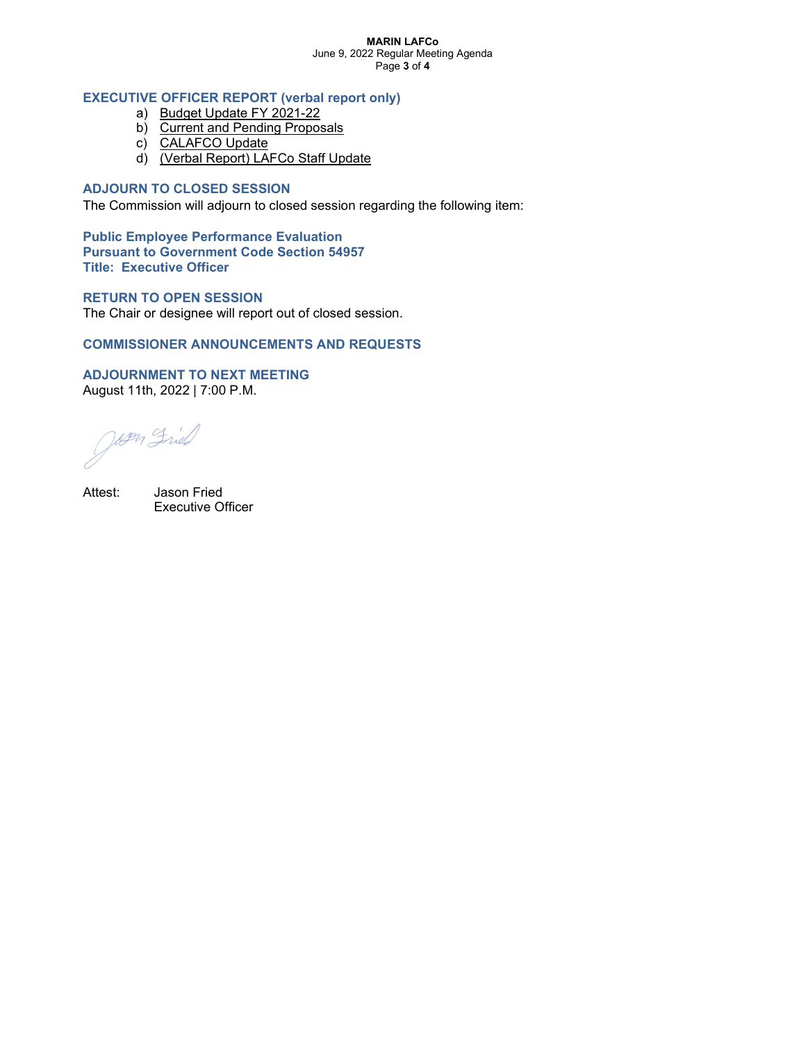## EXECUTIVE OFFICER REPORT (verbal report only)

a) Budget Update FY 2021-22
b) Current and Pending Proposals
c) CALAFCO Update
d) (Verbal Report) LAFCo Staff Update

## ADJOURN TO CLOSED SESSION

The Commission will adjourn to closed session regarding the following item:

**Public Employee Performance Evaluation**
**Pursuant to Government Code Section 54957**
**Title: Executive Officer**

## RETURN TO OPEN SESSION

The Chair or designee will report out of closed session.

## COMMISSIONER ANNOUNCEMENTS AND REQUESTS

## ADJOURNMENT TO NEXT MEETING

August 11th, 2022 | 7:00 P.M.

Attest: Jason Fried
Executive Officer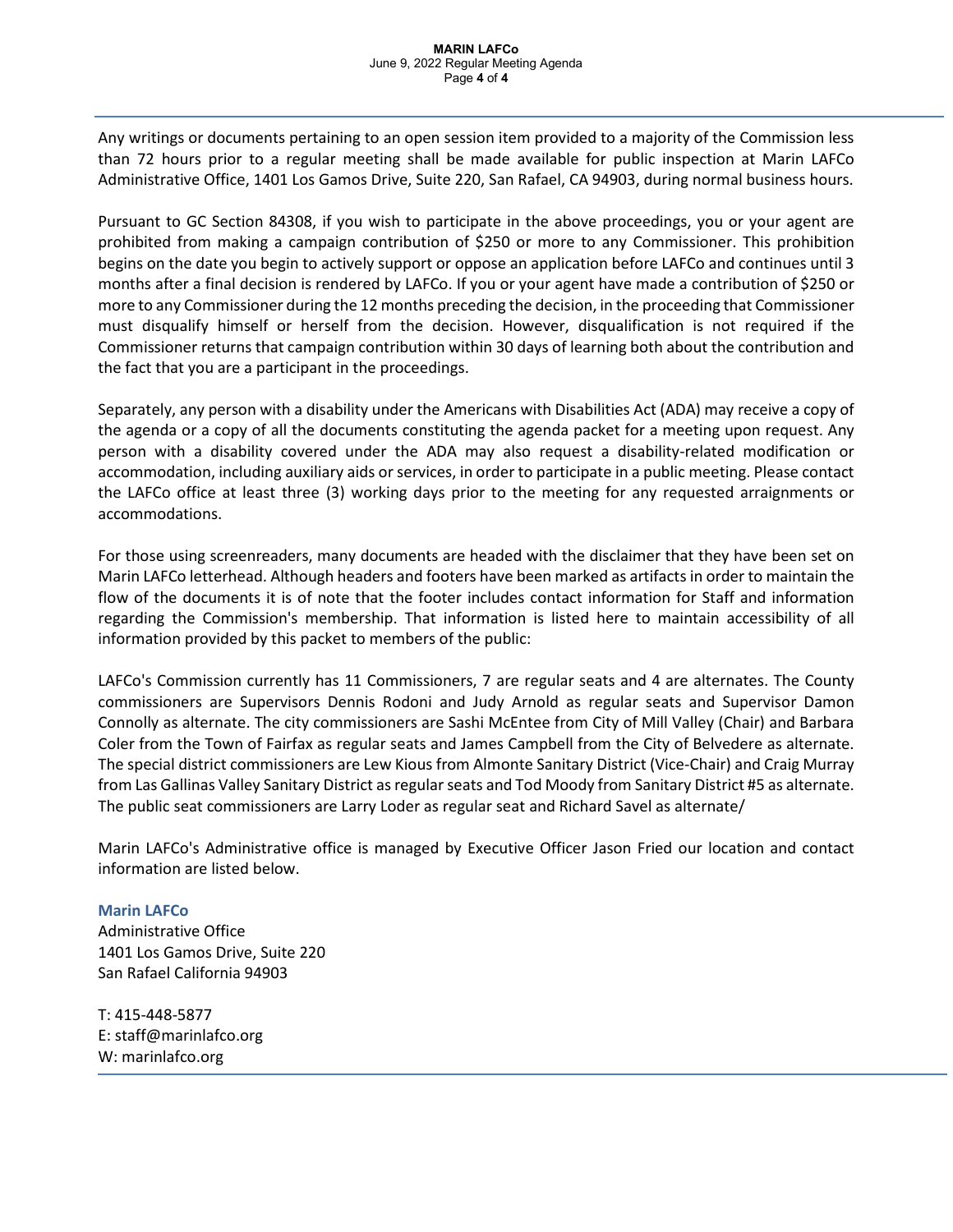Any writings or documents pertaining to an open session item provided to a majority of the Commission less than 72 hours prior to a regular meeting shall be made available for public inspection at Marin LAFCo Administrative Office, 1401 Los Gamos Drive, Suite 220, San Rafael, CA 94903, during normal business hours.

Pursuant to GC Section 84308, if you wish to participate in the above proceedings, you or your agent are prohibited from making a campaign contribution of $250 or more to any Commissioner. This prohibition begins on the date you begin to actively support or oppose an application before LAFCo and continues until 3 months after a final decision is rendered by LAFCo. If you or your agent have made a contribution of $250 or more to any Commissioner during the 12 months preceding the decision, in the proceeding that Commissioner must disqualify himself or herself from the decision. However, disqualification is not required if the Commissioner returns that campaign contribution within 30 days of learning both about the contribution and the fact that you are a participant in the proceedings.

Separately, any person with a disability under the Americans with Disabilities Act (ADA) may receive a copy of the agenda or a copy of all the documents constituting the agenda packet for a meeting upon request. Any person with a disability covered under the ADA may also request a disability-related modification or accommodation, including auxiliary aids or services, in order to participate in a public meeting. Please contact the LAFCo office at least three (3) working days prior to the meeting for any requested arraignments or accommodations.

For those using screenreaders, many documents are headed with the disclaimer that they have been set on Marin LAFCo letterhead. Although headers and footers have been marked as artifacts in order to maintain the flow of the documents it is of note that the footer includes contact information for Staff and information regarding the Commission's membership. That information is listed here to maintain accessibility of all information provided by this packet to members of the public:

LAFCo's Commission currently has 11 Commissioners, 7 are regular seats and 4 are alternates. The County commissioners are Supervisors Dennis Rodoni and Judy Arnold as regular seats and Supervisor Damon Connolly as alternate. The city commissioners are Sashi McEntee from City of Mill Valley (Chair) and Barbara Coler from the Town of Fairfax as regular seats and James Campbell from the City of Belvedere as alternate. The special district commissioners are Lew Kious from Almonte Sanitary District (Vice-Chair) and Craig Murray from Las Gallinas Valley Sanitary District as regular seats and Tod Moody from Sanitary District #5 as alternate. The public seat commissioners are Larry Loder as regular seat and Richard Savel as alternate/

Marin LAFCo's Administrative office is managed by Executive Officer Jason Fried our location and contact information are listed below.

**Marin LAFCo**
Administrative Office
1401 Los Gamos Drive, Suite 220
San Rafael California 94903

T: 415-448-5877
E: staff@marinlafco.org
W: marinlafco.org